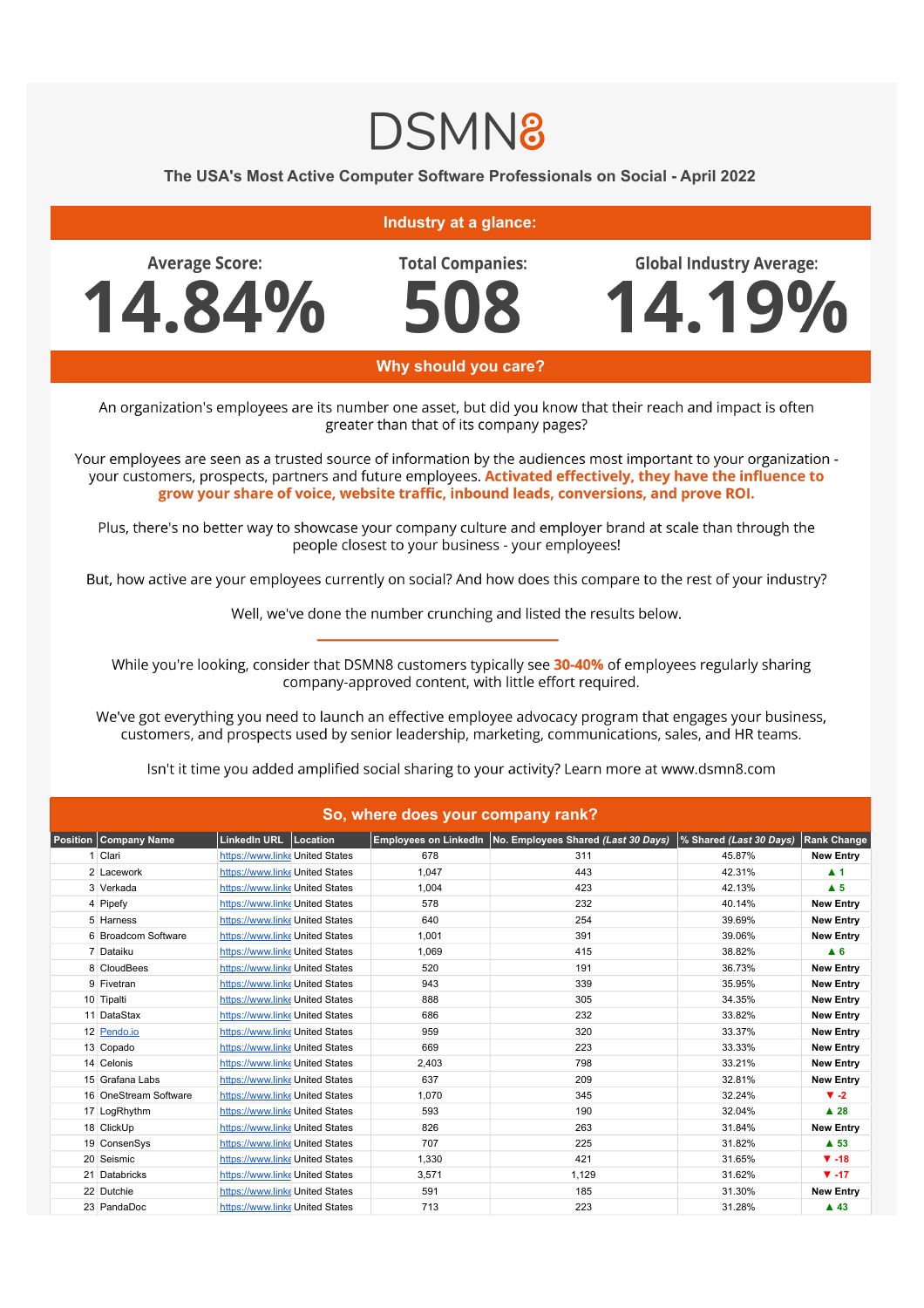# DSMN8

## The USA's Most Active Computer Software Professionals on Social - April 2022

## Industry at a glance:

**Average Score:** 14.84%

**Total Companies:** 508

**Global Industry Average:** 14.19%

## Why should you care?

An organization's employees are its number one asset, but did you know that their reach and impact is often greater than that of its company pages?

Your employees are seen as a trusted source of information by the audiences most important to your organization - your customers, prospects, partners and future employees. **Activated effectively, they have the influence to grow your share of voice, website traffic, inbound leads, conversions, and prove ROI.**

Plus, there's no better way to showcase your company culture and employer brand at scale than through the people closest to your business - your employees!

But, how active are your employees currently on social? And how does this compare to the rest of your industry?

Well, we've done the number crunching and listed the results below.

---

While you're looking, consider that DSMN8 customers typically see **30-40%** of employees regularly sharing company-approved content, with little effort required.

We've got everything you need to launch an effective employee advocacy program that engages your business, customers, and prospects used by senior leadership, marketing, communications, sales, and HR teams.

Isn't it time you added amplified social sharing to your activity? Learn more at www.dsmn8.com

## So, where does your company rank?

| Position | Company Name | LinkedIn URL | Location | Employees on LinkedIn | No. Employees Shared *(Last 30 Days)* | % Shared *(Last 30 Days)* | Rank Change |
|---|---|---|---|---|---|---|---|
| 1 | Clari | https://www.linke | United States | 678 | 311 | 45.87% | New Entry |
| 2 | Lacework | https://www.linke | United States | 1,047 | 443 | 42.31% | ▲ 1 |
| 3 | Verkada | https://www.linke | United States | 1,004 | 423 | 42.13% | ▲ 5 |
| 4 | Pipefy | https://www.linke | United States | 578 | 232 | 40.14% | New Entry |
| 5 | Harness | https://www.linke | United States | 640 | 254 | 39.69% | New Entry |
| 6 | Broadcom Software | https://www.linke | United States | 1,001 | 391 | 39.06% | New Entry |
| 7 | Dataiku | https://www.linke | United States | 1,069 | 415 | 38.82% | ▲ 6 |
| 8 | CloudBees | https://www.linke | United States | 520 | 191 | 36.73% | New Entry |
| 9 | Fivetran | https://www.linke | United States | 943 | 339 | 35.95% | New Entry |
| 10 | Tipalti | https://www.linke | United States | 888 | 305 | 34.35% | New Entry |
| 11 | DataStax | https://www.linke | United States | 686 | 232 | 33.82% | New Entry |
| 12 | Pendo.io | https://www.linke | United States | 959 | 320 | 33.37% | New Entry |
| 13 | Copado | https://www.linke | United States | 669 | 223 | 33.33% | New Entry |
| 14 | Celonis | https://www.linke | United States | 2,403 | 798 | 33.21% | New Entry |
| 15 | Grafana Labs | https://www.linke | United States | 637 | 209 | 32.81% | New Entry |
| 16 | OneStream Software | https://www.linke | United States | 1,070 | 345 | 32.24% | ▼ -2 |
| 17 | LogRhythm | https://www.linke | United States | 593 | 190 | 32.04% | ▲ 28 |
| 18 | ClickUp | https://www.linke | United States | 826 | 263 | 31.84% | New Entry |
| 19 | ConsenSys | https://www.linke | United States | 707 | 225 | 31.82% | ▲ 53 |
| 20 | Seismic | https://www.linke | United States | 1,330 | 421 | 31.65% | ▼ -18 |
| 21 | Databricks | https://www.linke | United States | 3,571 | 1,129 | 31.62% | ▼ -17 |
| 22 | Dutchie | https://www.linke | United States | 591 | 185 | 31.30% | New Entry |
| 23 | PandaDoc | https://www.linke | United States | 713 | 223 | 31.28% | ▲ 43 |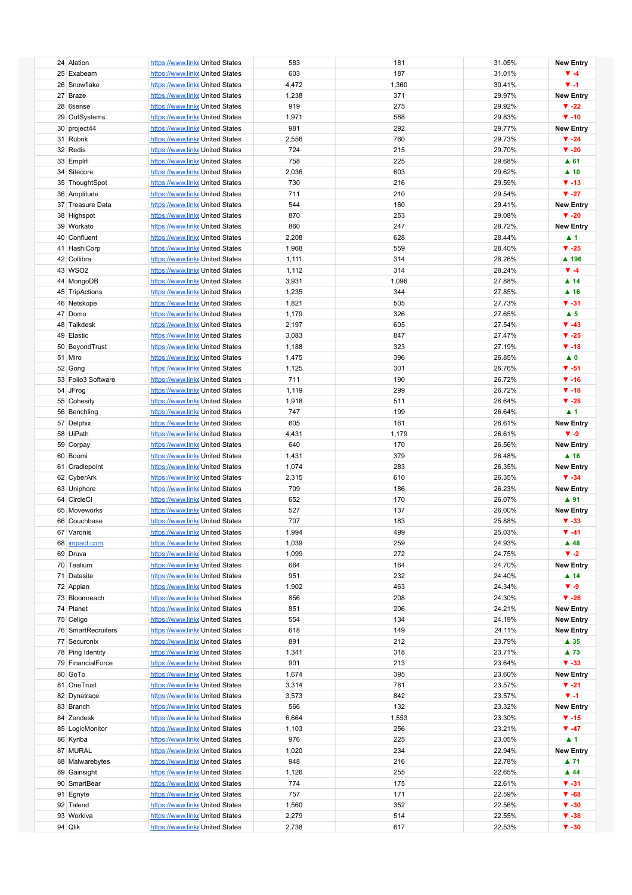| | | | | | | | |
|---|---|---|---|---|---|---|---|
| 24 | Alation | https://www.linke | United States | 583 | 181 | 31.05% | New Entry |
| 25 | Exabeam | https://www.linke | United States | 603 | 187 | 31.01% | ▼ -4 |
| 26 | Snowflake | https://www.linke | United States | 4,472 | 1,360 | 30.41% | ▼ -1 |
| 27 | Braze | https://www.linke | United States | 1,238 | 371 | 29.97% | New Entry |
| 28 | 6sense | https://www.linke | United States | 919 | 275 | 29.92% | ▼ -22 |
| 29 | OutSystems | https://www.linke | United States | 1,971 | 588 | 29.83% | ▼ -10 |
| 30 | project44 | https://www.linke | United States | 981 | 292 | 29.77% | New Entry |
| 31 | Rubrik | https://www.linke | United States | 2,556 | 760 | 29.73% | ▼ -24 |
| 32 | Redis | https://www.linke | United States | 724 | 215 | 29.70% | ▼ -20 |
| 33 | Emplifi | https://www.linke | United States | 758 | 225 | 29.68% | ▲ 61 |
| 34 | Sitecore | https://www.linke | United States | 2,036 | 603 | 29.62% | ▲ 10 |
| 35 | ThoughtSpot | https://www.linke | United States | 730 | 216 | 29.59% | ▼ -13 |
| 36 | Amplitude | https://www.linke | United States | 711 | 210 | 29.54% | ▼ -27 |
| 37 | Treasure Data | https://www.linke | United States | 544 | 160 | 29.41% | New Entry |
| 38 | Highspot | https://www.linke | United States | 870 | 253 | 29.08% | ▼ -20 |
| 39 | Workato | https://www.linke | United States | 860 | 247 | 28.72% | New Entry |
| 40 | Confluent | https://www.linke | United States | 2,208 | 628 | 28.44% | ▲ 1 |
| 41 | HashiCorp | https://www.linke | United States | 1,968 | 559 | 28.40% | ▼ -25 |
| 42 | Collibra | https://www.linke | United States | 1,111 | 314 | 28.26% | ▲ 196 |
| 43 | WSO2 | https://www.linke | United States | 1,112 | 314 | 28.24% | ▼ -4 |
| 44 | MongoDB | https://www.linke | United States | 3,931 | 1,096 | 27.88% | ▲ 14 |
| 45 | TripActions | https://www.linke | United States | 1,235 | 344 | 27.85% | ▲ 16 |
| 46 | Netskope | https://www.linke | United States | 1,821 | 505 | 27.73% | ▼ -31 |
| 47 | Domo | https://www.linke | United States | 1,179 | 326 | 27.65% | ▲ 5 |
| 48 | Talkdesk | https://www.linke | United States | 2,197 | 605 | 27.54% | ▼ -43 |
| 49 | Elastic | https://www.linke | United States | 3,083 | 847 | 27.47% | ▼ -25 |
| 50 | BeyondTrust | https://www.linke | United States | 1,188 | 323 | 27.19% | ▼ -18 |
| 51 | Miro | https://www.linke | United States | 1,475 | 396 | 26.85% | ▲ 0 |
| 52 | Gong | https://www.linke | United States | 1,125 | 301 | 26.76% | ▼ -51 |
| 53 | Folio3 Software | https://www.linke | United States | 711 | 190 | 26.72% | ▼ -16 |
| 54 | JFrog | https://www.linke | United States | 1,119 | 299 | 26.72% | ▼ -18 |
| 55 | Cohesity | https://www.linke | United States | 1,918 | 511 | 26.64% | ▼ -28 |
| 56 | Benchling | https://www.linke | United States | 747 | 199 | 26.64% | ▲ 1 |
| 57 | Delphix | https://www.linke | United States | 605 | 161 | 26.61% | New Entry |
| 58 | UiPath | https://www.linke | United States | 4,431 | 1,179 | 26.61% | ▼ -9 |
| 59 | Corpay | https://www.linke | United States | 640 | 170 | 26.56% | New Entry |
| 60 | Boomi | https://www.linke | United States | 1,431 | 379 | 26.48% | ▲ 16 |
| 61 | Cradlepoint | https://www.linke | United States | 1,074 | 283 | 26.35% | New Entry |
| 62 | CyberArk | https://www.linke | United States | 2,315 | 610 | 26.35% | ▼ -34 |
| 63 | Uniphore | https://www.linke | United States | 709 | 186 | 26.23% | New Entry |
| 64 | CircleCI | https://www.linke | United States | 652 | 170 | 26.07% | ▲ 91 |
| 65 | Moveworks | https://www.linke | United States | 527 | 137 | 26.00% | New Entry |
| 66 | Couchbase | https://www.linke | United States | 707 | 183 | 25.88% | ▼ -33 |
| 67 | Varonis | https://www.linke | United States | 1,994 | 499 | 25.03% | ▼ -41 |
| 68 | impact.com | https://www.linke | United States | 1,039 | 259 | 24.93% | ▲ 48 |
| 69 | Druva | https://www.linke | United States | 1,099 | 272 | 24.75% | ▼ -2 |
| 70 | Tealium | https://www.linke | United States | 664 | 164 | 24.70% | New Entry |
| 71 | Datasite | https://www.linke | United States | 951 | 232 | 24.40% | ▲ 14 |
| 72 | Appian | https://www.linke | United States | 1,902 | 463 | 24.34% | ▼ -9 |
| 73 | Bloomreach | https://www.linke | United States | 856 | 208 | 24.30% | ▼ -26 |
| 74 | Planet | https://www.linke | United States | 851 | 206 | 24.21% | New Entry |
| 75 | Celigo | https://www.linke | United States | 554 | 134 | 24.19% | New Entry |
| 76 | SmartRecruiters | https://www.linke | United States | 618 | 149 | 24.11% | New Entry |
| 77 | Securonix | https://www.linke | United States | 891 | 212 | 23.79% | ▲ 35 |
| 78 | Ping Identity | https://www.linke | United States | 1,341 | 318 | 23.71% | ▲ 73 |
| 79 | FinancialForce | https://www.linke | United States | 901 | 213 | 23.64% | ▼ -33 |
| 80 | GoTo | https://www.linke | United States | 1,674 | 395 | 23.60% | New Entry |
| 81 | OneTrust | https://www.linke | United States | 3,314 | 781 | 23.57% | ▼ -21 |
| 82 | Dynatrace | https://www.linke | United States | 3,573 | 842 | 23.57% | ▼ -1 |
| 83 | Branch | https://www.linke | United States | 566 | 132 | 23.32% | New Entry |
| 84 | Zendesk | https://www.linke | United States | 6,664 | 1,553 | 23.30% | ▼ -15 |
| 85 | LogicMonitor | https://www.linke | United States | 1,103 | 256 | 23.21% | ▼ -47 |
| 86 | Kyriba | https://www.linke | United States | 976 | 225 | 23.05% | ▲ 1 |
| 87 | MURAL | https://www.linke | United States | 1,020 | 234 | 22.94% | New Entry |
| 88 | Malwarebytes | https://www.linke | United States | 948 | 216 | 22.78% | ▲ 71 |
| 89 | Gainsight | https://www.linke | United States | 1,126 | 255 | 22.65% | ▲ 44 |
| 90 | SmartBear | https://www.linke | United States | 774 | 175 | 22.61% | ▼ -31 |
| 91 | Egnyte | https://www.linke | United States | 757 | 171 | 22.59% | ▼ -68 |
| 92 | Talend | https://www.linke | United States | 1,560 | 352 | 22.56% | ▼ -30 |
| 93 | Workiva | https://www.linke | United States | 2,279 | 514 | 22.55% | ▼ -38 |
| 94 | Qlik | https://www.linke | United States | 2,738 | 617 | 22.53% | ▼ -30 |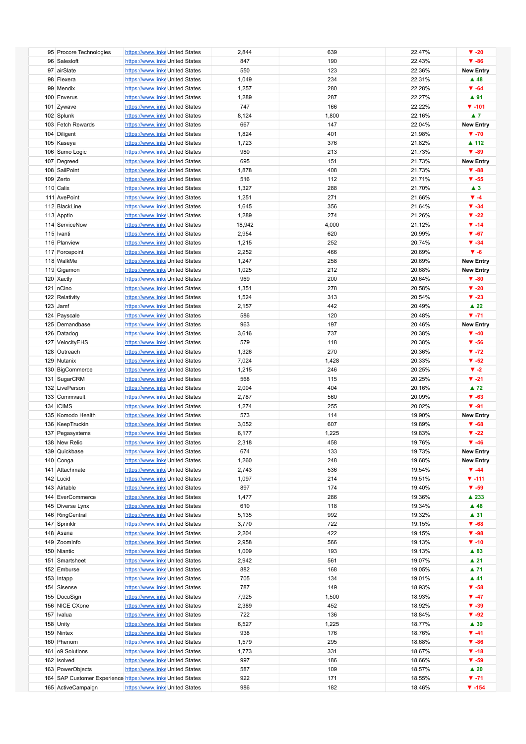| | | | | | | | |
|---|---|---|---|---|---|---|---|
| 95 | Procore Technologies | https://www.linke | United States | 2,844 | 639 | 22.47% | ▼ -20 |
| 96 | Salesloft | https://www.linke | United States | 847 | 190 | 22.43% | ▼ -86 |
| 97 | airSlate | https://www.linke | United States | 550 | 123 | 22.36% | New Entry |
| 98 | Flexera | https://www.linke | United States | 1,049 | 234 | 22.31% | ▲ 48 |
| 99 | Mendix | https://www.linke | United States | 1,257 | 280 | 22.28% | ▼ -64 |
| 100 | Enverus | https://www.linke | United States | 1,289 | 287 | 22.27% | ▲ 91 |
| 101 | Zywave | https://www.linke | United States | 747 | 166 | 22.22% | ▼ -101 |
| 102 | Splunk | https://www.linke | United States | 8,124 | 1,800 | 22.16% | ▲ 7 |
| 103 | Fetch Rewards | https://www.linke | United States | 667 | 147 | 22.04% | New Entry |
| 104 | Diligent | https://www.linke | United States | 1,824 | 401 | 21.98% | ▼ -70 |
| 105 | Kaseya | https://www.linke | United States | 1,723 | 376 | 21.82% | ▲ 112 |
| 106 | Sumo Logic | https://www.linke | United States | 980 | 213 | 21.73% | ▼ -89 |
| 107 | Degreed | https://www.linke | United States | 695 | 151 | 21.73% | New Entry |
| 108 | SailPoint | https://www.linke | United States | 1,878 | 408 | 21.73% | ▼ -88 |
| 109 | Zerto | https://www.linke | United States | 516 | 112 | 21.71% | ▼ -55 |
| 110 | Calix | https://www.linke | United States | 1,327 | 288 | 21.70% | ▲ 3 |
| 111 | AvePoint | https://www.linke | United States | 1,251 | 271 | 21.66% | ▼ -4 |
| 112 | BlackLine | https://www.linke | United States | 1,645 | 356 | 21.64% | ▼ -34 |
| 113 | Apptio | https://www.linke | United States | 1,289 | 274 | 21.26% | ▼ -22 |
| 114 | ServiceNow | https://www.linke | United States | 18,942 | 4,000 | 21.12% | ▼ -14 |
| 115 | Ivanti | https://www.linke | United States | 2,954 | 620 | 20.99% | ▼ -67 |
| 116 | Planview | https://www.linke | United States | 1,215 | 252 | 20.74% | ▼ -34 |
| 117 | Forcepoint | https://www.linke | United States | 2,252 | 466 | 20.69% | ▼ -6 |
| 118 | WalkMe | https://www.linke | United States | 1,247 | 258 | 20.69% | New Entry |
| 119 | Gigamon | https://www.linke | United States | 1,025 | 212 | 20.68% | New Entry |
| 120 | Xactly | https://www.linke | United States | 969 | 200 | 20.64% | ▼ -80 |
| 121 | nCino | https://www.linke | United States | 1,351 | 278 | 20.58% | ▼ -20 |
| 122 | Relativity | https://www.linke | United States | 1,524 | 313 | 20.54% | ▼ -23 |
| 123 | Jamf | https://www.linke | United States | 2,157 | 442 | 20.49% | ▲ 22 |
| 124 | Payscale | https://www.linke | United States | 586 | 120 | 20.48% | ▼ -71 |
| 125 | Demandbase | https://www.linke | United States | 963 | 197 | 20.46% | New Entry |
| 126 | Datadog | https://www.linke | United States | 3,616 | 737 | 20.38% | ▼ -40 |
| 127 | VelocityEHS | https://www.linke | United States | 579 | 118 | 20.38% | ▼ -56 |
| 128 | Outreach | https://www.linke | United States | 1,326 | 270 | 20.36% | ▼ -72 |
| 129 | Nutanix | https://www.linke | United States | 7,024 | 1,428 | 20.33% | ▼ -52 |
| 130 | BigCommerce | https://www.linke | United States | 1,215 | 246 | 20.25% | ▼ -2 |
| 131 | SugarCRM | https://www.linke | United States | 568 | 115 | 20.25% | ▼ -21 |
| 132 | LivePerson | https://www.linke | United States | 2,004 | 404 | 20.16% | ▲ 72 |
| 133 | Commvault | https://www.linke | United States | 2,787 | 560 | 20.09% | ▼ -63 |
| 134 | iCIMS | https://www.linke | United States | 1,274 | 255 | 20.02% | ▼ -91 |
| 135 | Komodo Health | https://www.linke | United States | 573 | 114 | 19.90% | New Entry |
| 136 | KeepTruckin | https://www.linke | United States | 3,052 | 607 | 19.89% | ▼ -68 |
| 137 | Pegasystems | https://www.linke | United States | 6,177 | 1,225 | 19.83% | ▼ -22 |
| 138 | New Relic | https://www.linke | United States | 2,318 | 458 | 19.76% | ▼ -46 |
| 139 | Quickbase | https://www.linke | United States | 674 | 133 | 19.73% | New Entry |
| 140 | Conga | https://www.linke | United States | 1,260 | 248 | 19.68% | New Entry |
| 141 | Attachmate | https://www.linke | United States | 2,743 | 536 | 19.54% | ▼ -44 |
| 142 | Lucid | https://www.linke | United States | 1,097 | 214 | 19.51% | ▼ -111 |
| 143 | Airtable | https://www.linke | United States | 897 | 174 | 19.40% | ▼ -59 |
| 144 | EverCommerce | https://www.linke | United States | 1,477 | 286 | 19.36% | ▲ 233 |
| 145 | Diverse Lynx | https://www.linke | United States | 610 | 118 | 19.34% | ▲ 48 |
| 146 | RingCentral | https://www.linke | United States | 5,135 | 992 | 19.32% | ▲ 31 |
| 147 | Sprinklr | https://www.linke | United States | 3,770 | 722 | 19.15% | ▼ -68 |
| 148 | Asana | https://www.linke | United States | 2,204 | 422 | 19.15% | ▼ -98 |
| 149 | ZoomInfo | https://www.linke | United States | 2,958 | 566 | 19.13% | ▼ -10 |
| 150 | Niantic | https://www.linke | United States | 1,009 | 193 | 19.13% | ▲ 83 |
| 151 | Smartsheet | https://www.linke | United States | 2,942 | 561 | 19.07% | ▲ 21 |
| 152 | Emburse | https://www.linke | United States | 882 | 168 | 19.05% | ▲ 71 |
| 153 | Intapp | https://www.linke | United States | 705 | 134 | 19.01% | ▲ 41 |
| 154 | Sisense | https://www.linke | United States | 787 | 149 | 18.93% | ▼ -58 |
| 155 | DocuSign | https://www.linke | United States | 7,925 | 1,500 | 18.93% | ▼ -47 |
| 156 | NICE CXone | https://www.linke | United States | 2,389 | 452 | 18.92% | ▼ -39 |
| 157 | Ivalua | https://www.linke | United States | 722 | 136 | 18.84% | ▼ -92 |
| 158 | Unity | https://www.linke | United States | 6,527 | 1,225 | 18.77% | ▲ 39 |
| 159 | Nintex | https://www.linke | United States | 938 | 176 | 18.76% | ▼ -41 |
| 160 | Phenom | https://www.linke | United States | 1,579 | 295 | 18.68% | ▼ -86 |
| 161 | o9 Solutions | https://www.linke | United States | 1,773 | 331 | 18.67% | ▼ -18 |
| 162 | isolved | https://www.linke | United States | 997 | 186 | 18.66% | ▼ -59 |
| 163 | PowerObjects | https://www.linke | United States | 587 | 109 | 18.57% | ▲ 20 |
| 164 | SAP Customer Experience | https://www.linke | United States | 922 | 171 | 18.55% | ▼ -71 |
| 165 | ActiveCampaign | https://www.linke | United States | 986 | 182 | 18.46% | ▼ -154 |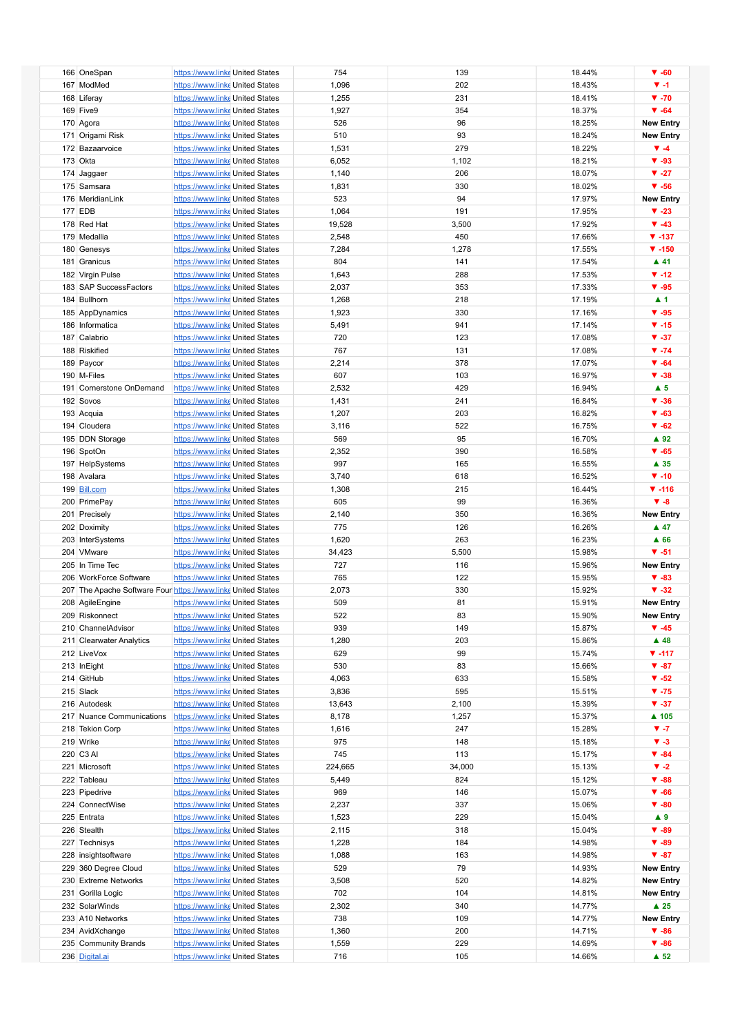| | | | | | | | |
|---|---|---|---|---|---|---|---|
| 166 | OneSpan | https://www.linke | United States | 754 | 139 | 18.44% | ▼ -60 |
| 167 | ModMed | https://www.linke | United States | 1,096 | 202 | 18.43% | ▼ -1 |
| 168 | Liferay | https://www.linke | United States | 1,255 | 231 | 18.41% | ▼ -70 |
| 169 | Five9 | https://www.linke | United States | 1,927 | 354 | 18.37% | ▼ -64 |
| 170 | Agora | https://www.linke | United States | 526 | 96 | 18.25% | New Entry |
| 171 | Origami Risk | https://www.linke | United States | 510 | 93 | 18.24% | New Entry |
| 172 | Bazaarvoice | https://www.linke | United States | 1,531 | 279 | 18.22% | ▼ -4 |
| 173 | Okta | https://www.linke | United States | 6,052 | 1,102 | 18.21% | ▼ -93 |
| 174 | Jaggaer | https://www.linke | United States | 1,140 | 206 | 18.07% | ▼ -27 |
| 175 | Samsara | https://www.linke | United States | 1,831 | 330 | 18.02% | ▼ -56 |
| 176 | MeridianLink | https://www.linke | United States | 523 | 94 | 17.97% | New Entry |
| 177 | EDB | https://www.linke | United States | 1,064 | 191 | 17.95% | ▼ -23 |
| 178 | Red Hat | https://www.linke | United States | 19,528 | 3,500 | 17.92% | ▼ -43 |
| 179 | Medallia | https://www.linke | United States | 2,548 | 450 | 17.66% | ▼ -137 |
| 180 | Genesys | https://www.linke | United States | 7,284 | 1,278 | 17.55% | ▼ -150 |
| 181 | Granicus | https://www.linke | United States | 804 | 141 | 17.54% | ▲ 41 |
| 182 | Virgin Pulse | https://www.linke | United States | 1,643 | 288 | 17.53% | ▼ -12 |
| 183 | SAP SuccessFactors | https://www.linke | United States | 2,037 | 353 | 17.33% | ▼ -95 |
| 184 | Bullhorn | https://www.linke | United States | 1,268 | 218 | 17.19% | ▲ 1 |
| 185 | AppDynamics | https://www.linke | United States | 1,923 | 330 | 17.16% | ▼ -95 |
| 186 | Informatica | https://www.linke | United States | 5,491 | 941 | 17.14% | ▼ -15 |
| 187 | Calabrio | https://www.linke | United States | 720 | 123 | 17.08% | ▼ -37 |
| 188 | Riskified | https://www.linke | United States | 767 | 131 | 17.08% | ▼ -74 |
| 189 | Paycor | https://www.linke | United States | 2,214 | 378 | 17.07% | ▼ -64 |
| 190 | M-Files | https://www.linke | United States | 607 | 103 | 16.97% | ▼ -38 |
| 191 | Cornerstone OnDemand | https://www.linke | United States | 2,532 | 429 | 16.94% | ▲ 5 |
| 192 | Sovos | https://www.linke | United States | 1,431 | 241 | 16.84% | ▼ -36 |
| 193 | Acquia | https://www.linke | United States | 1,207 | 203 | 16.82% | ▼ -63 |
| 194 | Cloudera | https://www.linke | United States | 3,116 | 522 | 16.75% | ▼ -62 |
| 195 | DDN Storage | https://www.linke | United States | 569 | 95 | 16.70% | ▲ 92 |
| 196 | SpotOn | https://www.linke | United States | 2,352 | 390 | 16.58% | ▼ -65 |
| 197 | HelpSystems | https://www.linke | United States | 997 | 165 | 16.55% | ▲ 35 |
| 198 | Avalara | https://www.linke | United States | 3,740 | 618 | 16.52% | ▼ -10 |
| 199 | Bill.com | https://www.linke | United States | 1,308 | 215 | 16.44% | ▼ -116 |
| 200 | PrimePay | https://www.linke | United States | 605 | 99 | 16.36% | ▼ -8 |
| 201 | Precisely | https://www.linke | United States | 2,140 | 350 | 16.36% | New Entry |
| 202 | Doximity | https://www.linke | United States | 775 | 126 | 16.26% | ▲ 47 |
| 203 | InterSystems | https://www.linke | United States | 1,620 | 263 | 16.23% | ▲ 66 |
| 204 | VMware | https://www.linke | United States | 34,423 | 5,500 | 15.98% | ▼ -51 |
| 205 | In Time Tec | https://www.linke | United States | 727 | 116 | 15.96% | New Entry |
| 206 | WorkForce Software | https://www.linke | United States | 765 | 122 | 15.95% | ▼ -83 |
| 207 | The Apache Software Four | https://www.linke | United States | 2,073 | 330 | 15.92% | ▼ -32 |
| 208 | AgileEngine | https://www.linke | United States | 509 | 81 | 15.91% | New Entry |
| 209 | Riskonnect | https://www.linke | United States | 522 | 83 | 15.90% | New Entry |
| 210 | ChannelAdvisor | https://www.linke | United States | 939 | 149 | 15.87% | ▼ -45 |
| 211 | Clearwater Analytics | https://www.linke | United States | 1,280 | 203 | 15.86% | ▲ 48 |
| 212 | LiveVox | https://www.linke | United States | 629 | 99 | 15.74% | ▼ -117 |
| 213 | InEight | https://www.linke | United States | 530 | 83 | 15.66% | ▼ -87 |
| 214 | GitHub | https://www.linke | United States | 4,063 | 633 | 15.58% | ▼ -52 |
| 215 | Slack | https://www.linke | United States | 3,836 | 595 | 15.51% | ▼ -75 |
| 216 | Autodesk | https://www.linke | United States | 13,643 | 2,100 | 15.39% | ▼ -37 |
| 217 | Nuance Communications | https://www.linke | United States | 8,178 | 1,257 | 15.37% | ▲ 105 |
| 218 | Tekion Corp | https://www.linke | United States | 1,616 | 247 | 15.28% | ▼ -7 |
| 219 | Wrike | https://www.linke | United States | 975 | 148 | 15.18% | ▼ -3 |
| 220 | C3 AI | https://www.linke | United States | 745 | 113 | 15.17% | ▼ -84 |
| 221 | Microsoft | https://www.linke | United States | 224,665 | 34,000 | 15.13% | ▼ -2 |
| 222 | Tableau | https://www.linke | United States | 5,449 | 824 | 15.12% | ▼ -88 |
| 223 | Pipedrive | https://www.linke | United States | 969 | 146 | 15.07% | ▼ -66 |
| 224 | ConnectWise | https://www.linke | United States | 2,237 | 337 | 15.06% | ▼ -80 |
| 225 | Entrata | https://www.linke | United States | 1,523 | 229 | 15.04% | ▲ 9 |
| 226 | Stealth | https://www.linke | United States | 2,115 | 318 | 15.04% | ▼ -89 |
| 227 | Technisys | https://www.linke | United States | 1,228 | 184 | 14.98% | ▼ -89 |
| 228 | insightsoftware | https://www.linke | United States | 1,088 | 163 | 14.98% | ▼ -87 |
| 229 | 360 Degree Cloud | https://www.linke | United States | 529 | 79 | 14.93% | New Entry |
| 230 | Extreme Networks | https://www.linke | United States | 3,508 | 520 | 14.82% | New Entry |
| 231 | Gorilla Logic | https://www.linke | United States | 702 | 104 | 14.81% | New Entry |
| 232 | SolarWinds | https://www.linke | United States | 2,302 | 340 | 14.77% | ▲ 25 |
| 233 | A10 Networks | https://www.linke | United States | 738 | 109 | 14.77% | New Entry |
| 234 | AvidXchange | https://www.linke | United States | 1,360 | 200 | 14.71% | ▼ -86 |
| 235 | Community Brands | https://www.linke | United States | 1,559 | 229 | 14.69% | ▼ -86 |
| 236 | Digital.ai | https://www.linke | United States | 716 | 105 | 14.66% | ▲ 52 |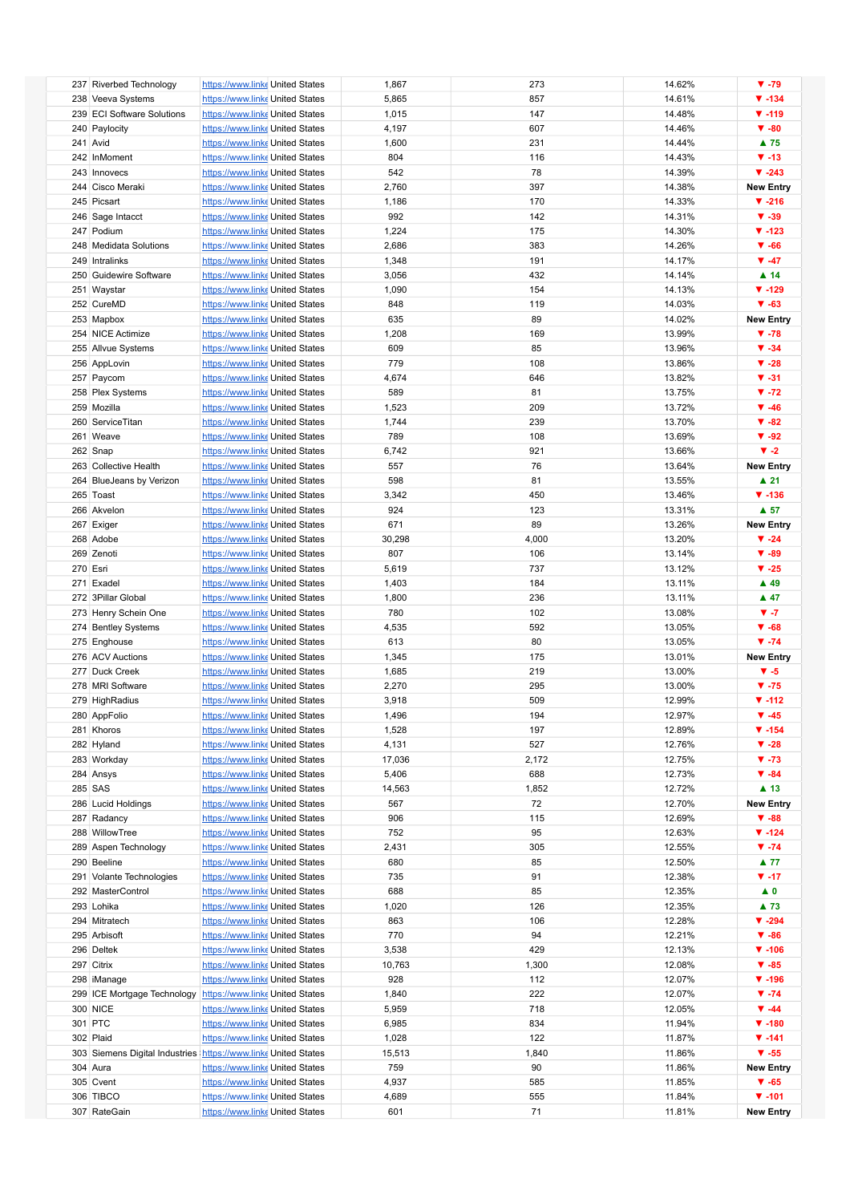| | | | | | | | |
|---|---|---|---|---|---|---|---|
| 237 | Riverbed Technology | https://www.linke | United States | 1,867 | 273 | 14.62% | ▼ -79 |
| 238 | Veeva Systems | https://www.linke | United States | 5,865 | 857 | 14.61% | ▼ -134 |
| 239 | ECI Software Solutions | https://www.linke | United States | 1,015 | 147 | 14.48% | ▼ -119 |
| 240 | Paylocity | https://www.linke | United States | 4,197 | 607 | 14.46% | ▼ -80 |
| 241 | Avid | https://www.linke | United States | 1,600 | 231 | 14.44% | ▲ 75 |
| 242 | InMoment | https://www.linke | United States | 804 | 116 | 14.43% | ▼ -13 |
| 243 | Innovecs | https://www.linke | United States | 542 | 78 | 14.39% | ▼ -243 |
| 244 | Cisco Meraki | https://www.linke | United States | 2,760 | 397 | 14.38% | New Entry |
| 245 | Picsart | https://www.linke | United States | 1,186 | 170 | 14.33% | ▼ -216 |
| 246 | Sage Intacct | https://www.linke | United States | 992 | 142 | 14.31% | ▼ -39 |
| 247 | Podium | https://www.linke | United States | 1,224 | 175 | 14.30% | ▼ -123 |
| 248 | Medidata Solutions | https://www.linke | United States | 2,686 | 383 | 14.26% | ▼ -66 |
| 249 | Intralinks | https://www.linke | United States | 1,348 | 191 | 14.17% | ▼ -47 |
| 250 | Guidewire Software | https://www.linke | United States | 3,056 | 432 | 14.14% | ▲ 14 |
| 251 | Waystar | https://www.linke | United States | 1,090 | 154 | 14.13% | ▼ -129 |
| 252 | CureMD | https://www.linke | United States | 848 | 119 | 14.03% | ▼ -63 |
| 253 | Mapbox | https://www.linke | United States | 635 | 89 | 14.02% | New Entry |
| 254 | NICE Actimize | https://www.linke | United States | 1,208 | 169 | 13.99% | ▼ -78 |
| 255 | Allvue Systems | https://www.linke | United States | 609 | 85 | 13.96% | ▼ -34 |
| 256 | AppLovin | https://www.linke | United States | 779 | 108 | 13.86% | ▼ -28 |
| 257 | Paycom | https://www.linke | United States | 4,674 | 646 | 13.82% | ▼ -31 |
| 258 | Plex Systems | https://www.linke | United States | 589 | 81 | 13.75% | ▼ -72 |
| 259 | Mozilla | https://www.linke | United States | 1,523 | 209 | 13.72% | ▼ -46 |
| 260 | ServiceTitan | https://www.linke | United States | 1,744 | 239 | 13.70% | ▼ -82 |
| 261 | Weave | https://www.linke | United States | 789 | 108 | 13.69% | ▼ -92 |
| 262 | Snap | https://www.linke | United States | 6,742 | 921 | 13.66% | ▼ -2 |
| 263 | Collective Health | https://www.linke | United States | 557 | 76 | 13.64% | New Entry |
| 264 | BlueJeans by Verizon | https://www.linke | United States | 598 | 81 | 13.55% | ▲ 21 |
| 265 | Toast | https://www.linke | United States | 3,342 | 450 | 13.46% | ▼ -136 |
| 266 | Akvelon | https://www.linke | United States | 924 | 123 | 13.31% | ▲ 57 |
| 267 | Exiger | https://www.linke | United States | 671 | 89 | 13.26% | New Entry |
| 268 | Adobe | https://www.linke | United States | 30,298 | 4,000 | 13.20% | ▼ -24 |
| 269 | Zenoti | https://www.linke | United States | 807 | 106 | 13.14% | ▼ -89 |
| 270 | Esri | https://www.linke | United States | 5,619 | 737 | 13.12% | ▼ -25 |
| 271 | Exadel | https://www.linke | United States | 1,403 | 184 | 13.11% | ▲ 49 |
| 272 | 3Pillar Global | https://www.linke | United States | 1,800 | 236 | 13.11% | ▲ 47 |
| 273 | Henry Schein One | https://www.linke | United States | 780 | 102 | 13.08% | ▼ -7 |
| 274 | Bentley Systems | https://www.linke | United States | 4,535 | 592 | 13.05% | ▼ -68 |
| 275 | Enghouse | https://www.linke | United States | 613 | 80 | 13.05% | ▼ -74 |
| 276 | ACV Auctions | https://www.linke | United States | 1,345 | 175 | 13.01% | New Entry |
| 277 | Duck Creek | https://www.linke | United States | 1,685 | 219 | 13.00% | ▼ -5 |
| 278 | MRI Software | https://www.linke | United States | 2,270 | 295 | 13.00% | ▼ -75 |
| 279 | HighRadius | https://www.linke | United States | 3,918 | 509 | 12.99% | ▼ -112 |
| 280 | AppFolio | https://www.linke | United States | 1,496 | 194 | 12.97% | ▼ -45 |
| 281 | Khoros | https://www.linke | United States | 1,528 | 197 | 12.89% | ▼ -154 |
| 282 | Hyland | https://www.linke | United States | 4,131 | 527 | 12.76% | ▼ -28 |
| 283 | Workday | https://www.linke | United States | 17,036 | 2,172 | 12.75% | ▼ -73 |
| 284 | Ansys | https://www.linke | United States | 5,406 | 688 | 12.73% | ▼ -84 |
| 285 | SAS | https://www.linke | United States | 14,563 | 1,852 | 12.72% | ▲ 13 |
| 286 | Lucid Holdings | https://www.linke | United States | 567 | 72 | 12.70% | New Entry |
| 287 | Radancy | https://www.linke | United States | 906 | 115 | 12.69% | ▼ -88 |
| 288 | WillowTree | https://www.linke | United States | 752 | 95 | 12.63% | ▼ -124 |
| 289 | Aspen Technology | https://www.linke | United States | 2,431 | 305 | 12.55% | ▼ -74 |
| 290 | Beeline | https://www.linke | United States | 680 | 85 | 12.50% | ▲ 77 |
| 291 | Volante Technologies | https://www.linke | United States | 735 | 91 | 12.38% | ▼ -17 |
| 292 | MasterControl | https://www.linke | United States | 688 | 85 | 12.35% | ▲ 0 |
| 293 | Lohika | https://www.linke | United States | 1,020 | 126 | 12.35% | ▲ 73 |
| 294 | Mitratech | https://www.linke | United States | 863 | 106 | 12.28% | ▼ -294 |
| 295 | Arbisoft | https://www.linke | United States | 770 | 94 | 12.21% | ▼ -86 |
| 296 | Deltek | https://www.linke | United States | 3,538 | 429 | 12.13% | ▼ -106 |
| 297 | Citrix | https://www.linke | United States | 10,763 | 1,300 | 12.08% | ▼ -85 |
| 298 | iManage | https://www.linke | United States | 928 | 112 | 12.07% | ▼ -196 |
| 299 | ICE Mortgage Technology | https://www.linke | United States | 1,840 | 222 | 12.07% | ▼ -74 |
| 300 | NICE | https://www.linke | United States | 5,959 | 718 | 12.05% | ▼ -44 |
| 301 | PTC | https://www.linke | United States | 6,985 | 834 | 11.94% | ▼ -180 |
| 302 | Plaid | https://www.linke | United States | 1,028 | 122 | 11.87% | ▼ -141 |
| 303 | Siemens Digital Industries | https://www.linke | United States | 15,513 | 1,840 | 11.86% | ▼ -55 |
| 304 | Aura | https://www.linke | United States | 759 | 90 | 11.86% | New Entry |
| 305 | Cvent | https://www.linke | United States | 4,937 | 585 | 11.85% | ▼ -65 |
| 306 | TIBCO | https://www.linke | United States | 4,689 | 555 | 11.84% | ▼ -101 |
| 307 | RateGain | https://www.linke | United States | 601 | 71 | 11.81% | New Entry |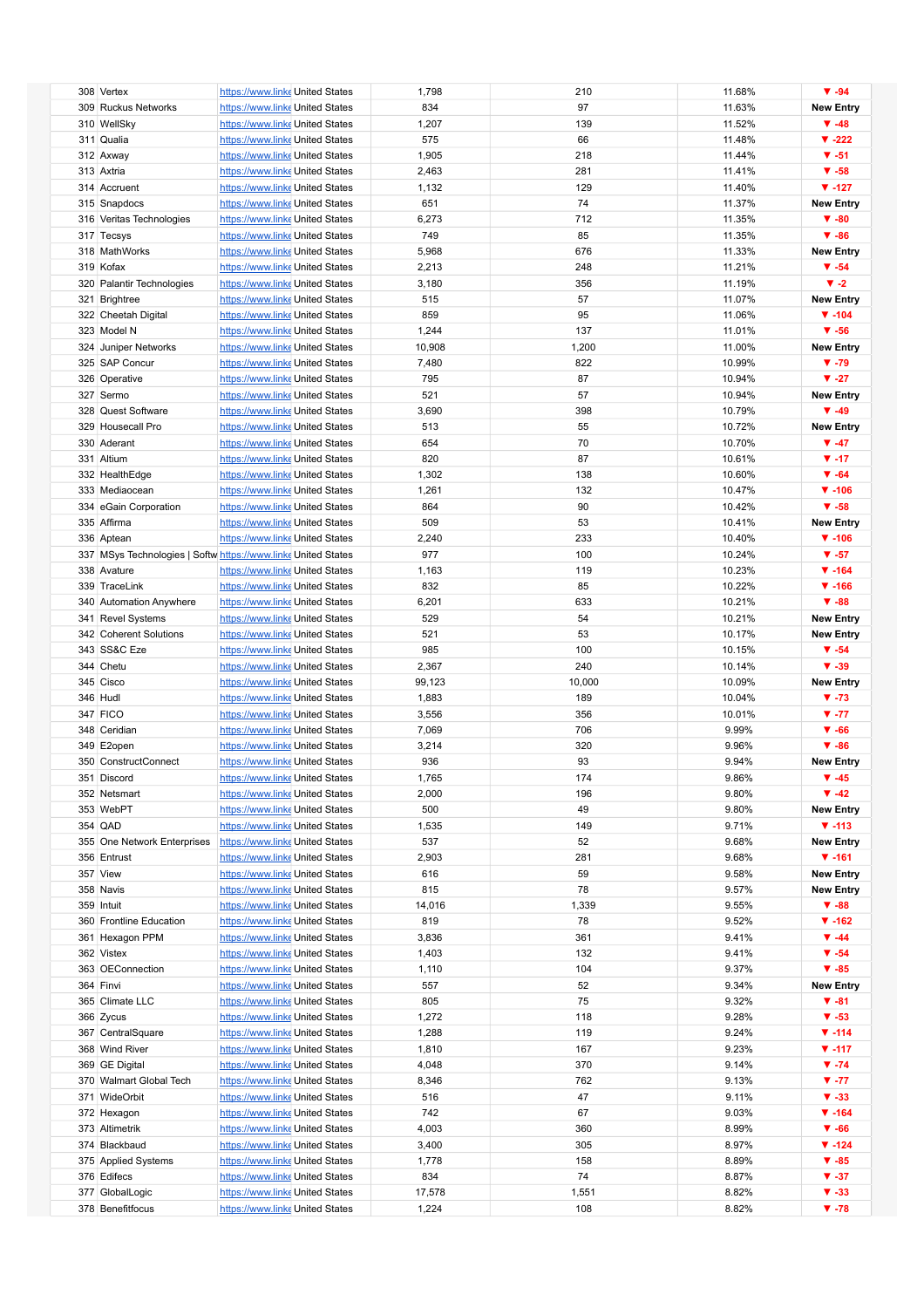| | | | | | | | |
|---|---|---|---|---|---|---|---|
| 308 | Vertex | https://www.linke | United States | 1,798 | 210 | 11.68% | ▼ -94 |
| 309 | Ruckus Networks | https://www.linke | United States | 834 | 97 | 11.63% | New Entry |
| 310 | WellSky | https://www.linke | United States | 1,207 | 139 | 11.52% | ▼ -48 |
| 311 | Qualia | https://www.linke | United States | 575 | 66 | 11.48% | ▼ -222 |
| 312 | Axway | https://www.linke | United States | 1,905 | 218 | 11.44% | ▼ -51 |
| 313 | Axtria | https://www.linke | United States | 2,463 | 281 | 11.41% | ▼ -58 |
| 314 | Accruent | https://www.linke | United States | 1,132 | 129 | 11.40% | ▼ -127 |
| 315 | Snapdocs | https://www.linke | United States | 651 | 74 | 11.37% | New Entry |
| 316 | Veritas Technologies | https://www.linke | United States | 6,273 | 712 | 11.35% | ▼ -80 |
| 317 | Tecsys | https://www.linke | United States | 749 | 85 | 11.35% | ▼ -86 |
| 318 | MathWorks | https://www.linke | United States | 5,968 | 676 | 11.33% | New Entry |
| 319 | Kofax | https://www.linke | United States | 2,213 | 248 | 11.21% | ▼ -54 |
| 320 | Palantir Technologies | https://www.linke | United States | 3,180 | 356 | 11.19% | ▼ -2 |
| 321 | Brightree | https://www.linke | United States | 515 | 57 | 11.07% | New Entry |
| 322 | Cheetah Digital | https://www.linke | United States | 859 | 95 | 11.06% | ▼ -104 |
| 323 | Model N | https://www.linke | United States | 1,244 | 137 | 11.01% | ▼ -56 |
| 324 | Juniper Networks | https://www.linke | United States | 10,908 | 1,200 | 11.00% | New Entry |
| 325 | SAP Concur | https://www.linke | United States | 7,480 | 822 | 10.99% | ▼ -79 |
| 326 | Operative | https://www.linke | United States | 795 | 87 | 10.94% | ▼ -27 |
| 327 | Sermo | https://www.linke | United States | 521 | 57 | 10.94% | New Entry |
| 328 | Quest Software | https://www.linke | United States | 3,690 | 398 | 10.79% | ▼ -49 |
| 329 | Housecall Pro | https://www.linke | United States | 513 | 55 | 10.72% | New Entry |
| 330 | Aderant | https://www.linke | United States | 654 | 70 | 10.70% | ▼ -47 |
| 331 | Altium | https://www.linke | United States | 820 | 87 | 10.61% | ▼ -17 |
| 332 | HealthEdge | https://www.linke | United States | 1,302 | 138 | 10.60% | ▼ -64 |
| 333 | Mediaocean | https://www.linke | United States | 1,261 | 132 | 10.47% | ▼ -106 |
| 334 | eGain Corporation | https://www.linke | United States | 864 | 90 | 10.42% | ▼ -58 |
| 335 | Affirma | https://www.linke | United States | 509 | 53 | 10.41% | New Entry |
| 336 | Aptean | https://www.linke | United States | 2,240 | 233 | 10.40% | ▼ -106 |
| 337 | MSys Technologies \| Softw | https://www.linke | United States | 977 | 100 | 10.24% | ▼ -57 |
| 338 | Avature | https://www.linke | United States | 1,163 | 119 | 10.23% | ▼ -164 |
| 339 | TraceLink | https://www.linke | United States | 832 | 85 | 10.22% | ▼ -166 |
| 340 | Automation Anywhere | https://www.linke | United States | 6,201 | 633 | 10.21% | ▼ -88 |
| 341 | Revel Systems | https://www.linke | United States | 529 | 54 | 10.21% | New Entry |
| 342 | Coherent Solutions | https://www.linke | United States | 521 | 53 | 10.17% | New Entry |
| 343 | SS&C Eze | https://www.linke | United States | 985 | 100 | 10.15% | ▼ -54 |
| 344 | Chetu | https://www.linke | United States | 2,367 | 240 | 10.14% | ▼ -39 |
| 345 | Cisco | https://www.linke | United States | 99,123 | 10,000 | 10.09% | New Entry |
| 346 | Hudl | https://www.linke | United States | 1,883 | 189 | 10.04% | ▼ -73 |
| 347 | FICO | https://www.linke | United States | 3,556 | 356 | 10.01% | ▼ -77 |
| 348 | Ceridian | https://www.linke | United States | 7,069 | 706 | 9.99% | ▼ -66 |
| 349 | E2open | https://www.linke | United States | 3,214 | 320 | 9.96% | ▼ -86 |
| 350 | ConstructConnect | https://www.linke | United States | 936 | 93 | 9.94% | New Entry |
| 351 | Discord | https://www.linke | United States | 1,765 | 174 | 9.86% | ▼ -45 |
| 352 | Netsmart | https://www.linke | United States | 2,000 | 196 | 9.80% | ▼ -42 |
| 353 | WebPT | https://www.linke | United States | 500 | 49 | 9.80% | New Entry |
| 354 | QAD | https://www.linke | United States | 1,535 | 149 | 9.71% | ▼ -113 |
| 355 | One Network Enterprises | https://www.linke | United States | 537 | 52 | 9.68% | New Entry |
| 356 | Entrust | https://www.linke | United States | 2,903 | 281 | 9.68% | ▼ -161 |
| 357 | View | https://www.linke | United States | 616 | 59 | 9.58% | New Entry |
| 358 | Navis | https://www.linke | United States | 815 | 78 | 9.57% | New Entry |
| 359 | Intuit | https://www.linke | United States | 14,016 | 1,339 | 9.55% | ▼ -88 |
| 360 | Frontline Education | https://www.linke | United States | 819 | 78 | 9.52% | ▼ -162 |
| 361 | Hexagon PPM | https://www.linke | United States | 3,836 | 361 | 9.41% | ▼ -44 |
| 362 | Vistex | https://www.linke | United States | 1,403 | 132 | 9.41% | ▼ -54 |
| 363 | OEConnection | https://www.linke | United States | 1,110 | 104 | 9.37% | ▼ -85 |
| 364 | Finvi | https://www.linke | United States | 557 | 52 | 9.34% | New Entry |
| 365 | Climate LLC | https://www.linke | United States | 805 | 75 | 9.32% | ▼ -81 |
| 366 | Zycus | https://www.linke | United States | 1,272 | 118 | 9.28% | ▼ -53 |
| 367 | CentralSquare | https://www.linke | United States | 1,288 | 119 | 9.24% | ▼ -114 |
| 368 | Wind River | https://www.linke | United States | 1,810 | 167 | 9.23% | ▼ -117 |
| 369 | GE Digital | https://www.linke | United States | 4,048 | 370 | 9.14% | ▼ -74 |
| 370 | Walmart Global Tech | https://www.linke | United States | 8,346 | 762 | 9.13% | ▼ -77 |
| 371 | WideOrbit | https://www.linke | United States | 516 | 47 | 9.11% | ▼ -33 |
| 372 | Hexagon | https://www.linke | United States | 742 | 67 | 9.03% | ▼ -164 |
| 373 | Altimetrik | https://www.linke | United States | 4,003 | 360 | 8.99% | ▼ -66 |
| 374 | Blackbaud | https://www.linke | United States | 3,400 | 305 | 8.97% | ▼ -124 |
| 375 | Applied Systems | https://www.linke | United States | 1,778 | 158 | 8.89% | ▼ -85 |
| 376 | Edifecs | https://www.linke | United States | 834 | 74 | 8.87% | ▼ -37 |
| 377 | GlobalLogic | https://www.linke | United States | 17,578 | 1,551 | 8.82% | ▼ -33 |
| 378 | Benefitfocus | https://www.linke | United States | 1,224 | 108 | 8.82% | ▼ -78 |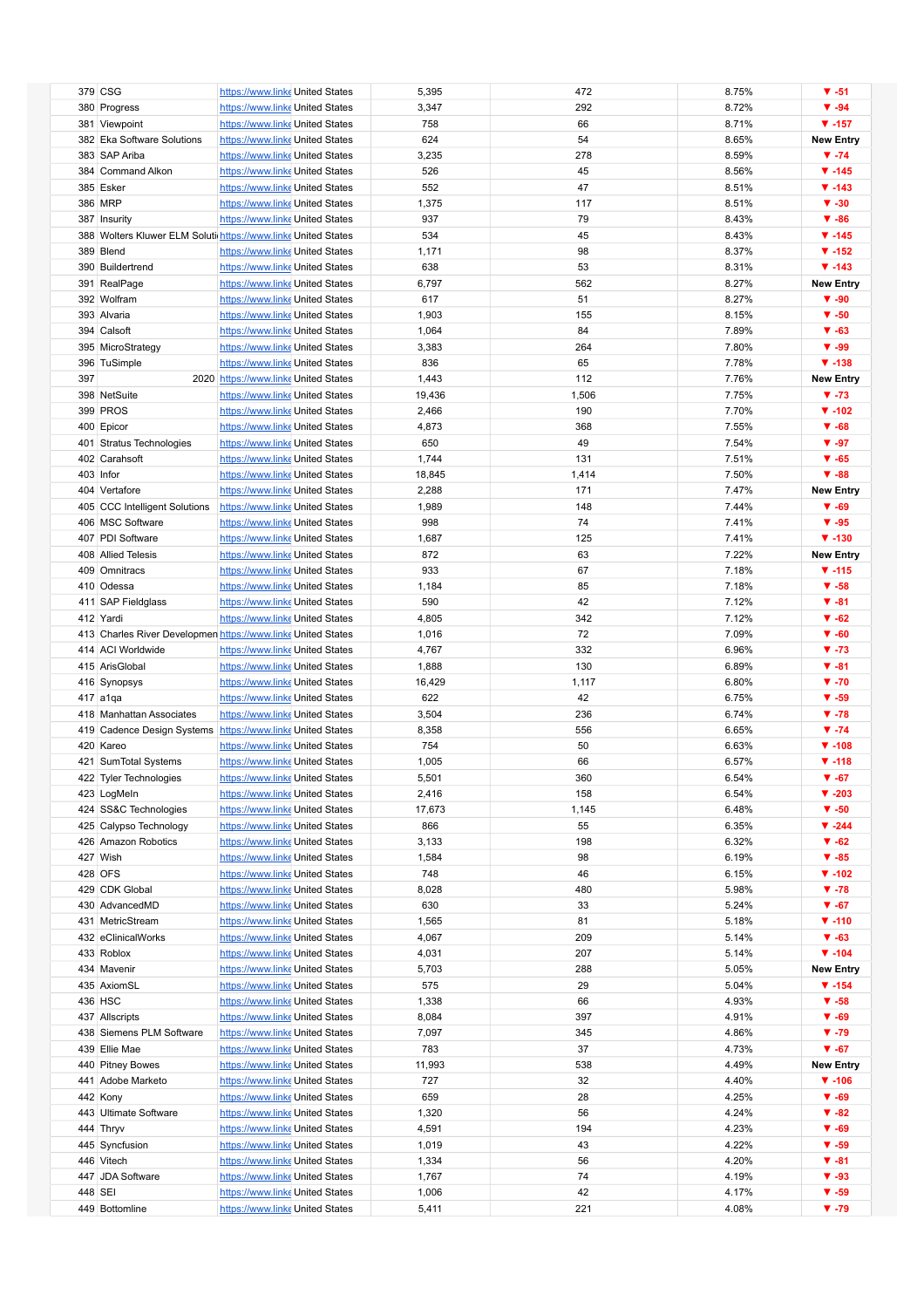| | | | | | | | |
|---|---|---|---|---|---|---|---|
| 379 | CSG | https://www.linke | United States | 5,395 | 472 | 8.75% | ▼ -51 |
| 380 | Progress | https://www.linke | United States | 3,347 | 292 | 8.72% | ▼ -94 |
| 381 | Viewpoint | https://www.linke | United States | 758 | 66 | 8.71% | ▼ -157 |
| 382 | Eka Software Solutions | https://www.linke | United States | 624 | 54 | 8.65% | New Entry |
| 383 | SAP Ariba | https://www.linke | United States | 3,235 | 278 | 8.59% | ▼ -74 |
| 384 | Command Alkon | https://www.linke | United States | 526 | 45 | 8.56% | ▼ -145 |
| 385 | Esker | https://www.linke | United States | 552 | 47 | 8.51% | ▼ -143 |
| 386 | MRP | https://www.linke | United States | 1,375 | 117 | 8.51% | ▼ -30 |
| 387 | Insurity | https://www.linke | United States | 937 | 79 | 8.43% | ▼ -86 |
| 388 | Wolters Kluwer ELM Soluti | https://www.linke | United States | 534 | 45 | 8.43% | ▼ -145 |
| 389 | Blend | https://www.linke | United States | 1,171 | 98 | 8.37% | ▼ -152 |
| 390 | Buildertrend | https://www.linke | United States | 638 | 53 | 8.31% | ▼ -143 |
| 391 | RealPage | https://www.linke | United States | 6,797 | 562 | 8.27% | New Entry |
| 392 | Wolfram | https://www.linke | United States | 617 | 51 | 8.27% | ▼ -90 |
| 393 | Alvaria | https://www.linke | United States | 1,903 | 155 | 8.15% | ▼ -50 |
| 394 | Calsoft | https://www.linke | United States | 1,064 | 84 | 7.89% | ▼ -63 |
| 395 | MicroStrategy | https://www.linke | United States | 3,383 | 264 | 7.80% | ▼ -99 |
| 396 | TuSimple | https://www.linke | United States | 836 | 65 | 7.78% | ▼ -138 |
| 397 | 2020 | https://www.linke | United States | 1,443 | 112 | 7.76% | New Entry |
| 398 | NetSuite | https://www.linke | United States | 19,436 | 1,506 | 7.75% | ▼ -73 |
| 399 | PROS | https://www.linke | United States | 2,466 | 190 | 7.70% | ▼ -102 |
| 400 | Epicor | https://www.linke | United States | 4,873 | 368 | 7.55% | ▼ -68 |
| 401 | Stratus Technologies | https://www.linke | United States | 650 | 49 | 7.54% | ▼ -97 |
| 402 | Carahsoft | https://www.linke | United States | 1,744 | 131 | 7.51% | ▼ -65 |
| 403 | Infor | https://www.linke | United States | 18,845 | 1,414 | 7.50% | ▼ -88 |
| 404 | Vertafore | https://www.linke | United States | 2,288 | 171 | 7.47% | New Entry |
| 405 | CCC Intelligent Solutions | https://www.linke | United States | 1,989 | 148 | 7.44% | ▼ -69 |
| 406 | MSC Software | https://www.linke | United States | 998 | 74 | 7.41% | ▼ -95 |
| 407 | PDI Software | https://www.linke | United States | 1,687 | 125 | 7.41% | ▼ -130 |
| 408 | Allied Telesis | https://www.linke | United States | 872 | 63 | 7.22% | New Entry |
| 409 | Omnitracs | https://www.linke | United States | 933 | 67 | 7.18% | ▼ -115 |
| 410 | Odessa | https://www.linke | United States | 1,184 | 85 | 7.18% | ▼ -58 |
| 411 | SAP Fieldglass | https://www.linke | United States | 590 | 42 | 7.12% | ▼ -81 |
| 412 | Yardi | https://www.linke | United States | 4,805 | 342 | 7.12% | ▼ -62 |
| 413 | Charles River Developmen | https://www.linke | United States | 1,016 | 72 | 7.09% | ▼ -60 |
| 414 | ACI Worldwide | https://www.linke | United States | 4,767 | 332 | 6.96% | ▼ -73 |
| 415 | ArisGlobal | https://www.linke | United States | 1,888 | 130 | 6.89% | ▼ -81 |
| 416 | Synopsys | https://www.linke | United States | 16,429 | 1,117 | 6.80% | ▼ -70 |
| 417 | a1qa | https://www.linke | United States | 622 | 42 | 6.75% | ▼ -59 |
| 418 | Manhattan Associates | https://www.linke | United States | 3,504 | 236 | 6.74% | ▼ -78 |
| 419 | Cadence Design Systems | https://www.linke | United States | 8,358 | 556 | 6.65% | ▼ -74 |
| 420 | Kareo | https://www.linke | United States | 754 | 50 | 6.63% | ▼ -108 |
| 421 | SumTotal Systems | https://www.linke | United States | 1,005 | 66 | 6.57% | ▼ -118 |
| 422 | Tyler Technologies | https://www.linke | United States | 5,501 | 360 | 6.54% | ▼ -67 |
| 423 | LogMeIn | https://www.linke | United States | 2,416 | 158 | 6.54% | ▼ -203 |
| 424 | SS&C Technologies | https://www.linke | United States | 17,673 | 1,145 | 6.48% | ▼ -50 |
| 425 | Calypso Technology | https://www.linke | United States | 866 | 55 | 6.35% | ▼ -244 |
| 426 | Amazon Robotics | https://www.linke | United States | 3,133 | 198 | 6.32% | ▼ -62 |
| 427 | Wish | https://www.linke | United States | 1,584 | 98 | 6.19% | ▼ -85 |
| 428 | OFS | https://www.linke | United States | 748 | 46 | 6.15% | ▼ -102 |
| 429 | CDK Global | https://www.linke | United States | 8,028 | 480 | 5.98% | ▼ -78 |
| 430 | AdvancedMD | https://www.linke | United States | 630 | 33 | 5.24% | ▼ -67 |
| 431 | MetricStream | https://www.linke | United States | 1,565 | 81 | 5.18% | ▼ -110 |
| 432 | eClinicalWorks | https://www.linke | United States | 4,067 | 209 | 5.14% | ▼ -63 |
| 433 | Roblox | https://www.linke | United States | 4,031 | 207 | 5.14% | ▼ -104 |
| 434 | Mavenir | https://www.linke | United States | 5,703 | 288 | 5.05% | New Entry |
| 435 | AxiomSL | https://www.linke | United States | 575 | 29 | 5.04% | ▼ -154 |
| 436 | HSC | https://www.linke | United States | 1,338 | 66 | 4.93% | ▼ -58 |
| 437 | Allscripts | https://www.linke | United States | 8,084 | 397 | 4.91% | ▼ -69 |
| 438 | Siemens PLM Software | https://www.linke | United States | 7,097 | 345 | 4.86% | ▼ -79 |
| 439 | Ellie Mae | https://www.linke | United States | 783 | 37 | 4.73% | ▼ -67 |
| 440 | Pitney Bowes | https://www.linke | United States | 11,993 | 538 | 4.49% | New Entry |
| 441 | Adobe Marketo | https://www.linke | United States | 727 | 32 | 4.40% | ▼ -106 |
| 442 | Kony | https://www.linke | United States | 659 | 28 | 4.25% | ▼ -69 |
| 443 | Ultimate Software | https://www.linke | United States | 1,320 | 56 | 4.24% | ▼ -82 |
| 444 | Thryv | https://www.linke | United States | 4,591 | 194 | 4.23% | ▼ -69 |
| 445 | Syncfusion | https://www.linke | United States | 1,019 | 43 | 4.22% | ▼ -59 |
| 446 | Vitech | https://www.linke | United States | 1,334 | 56 | 4.20% | ▼ -81 |
| 447 | JDA Software | https://www.linke | United States | 1,767 | 74 | 4.19% | ▼ -93 |
| 448 | SEI | https://www.linke | United States | 1,006 | 42 | 4.17% | ▼ -59 |
| 449 | Bottomline | https://www.linke | United States | 5,411 | 221 | 4.08% | ▼ -79 |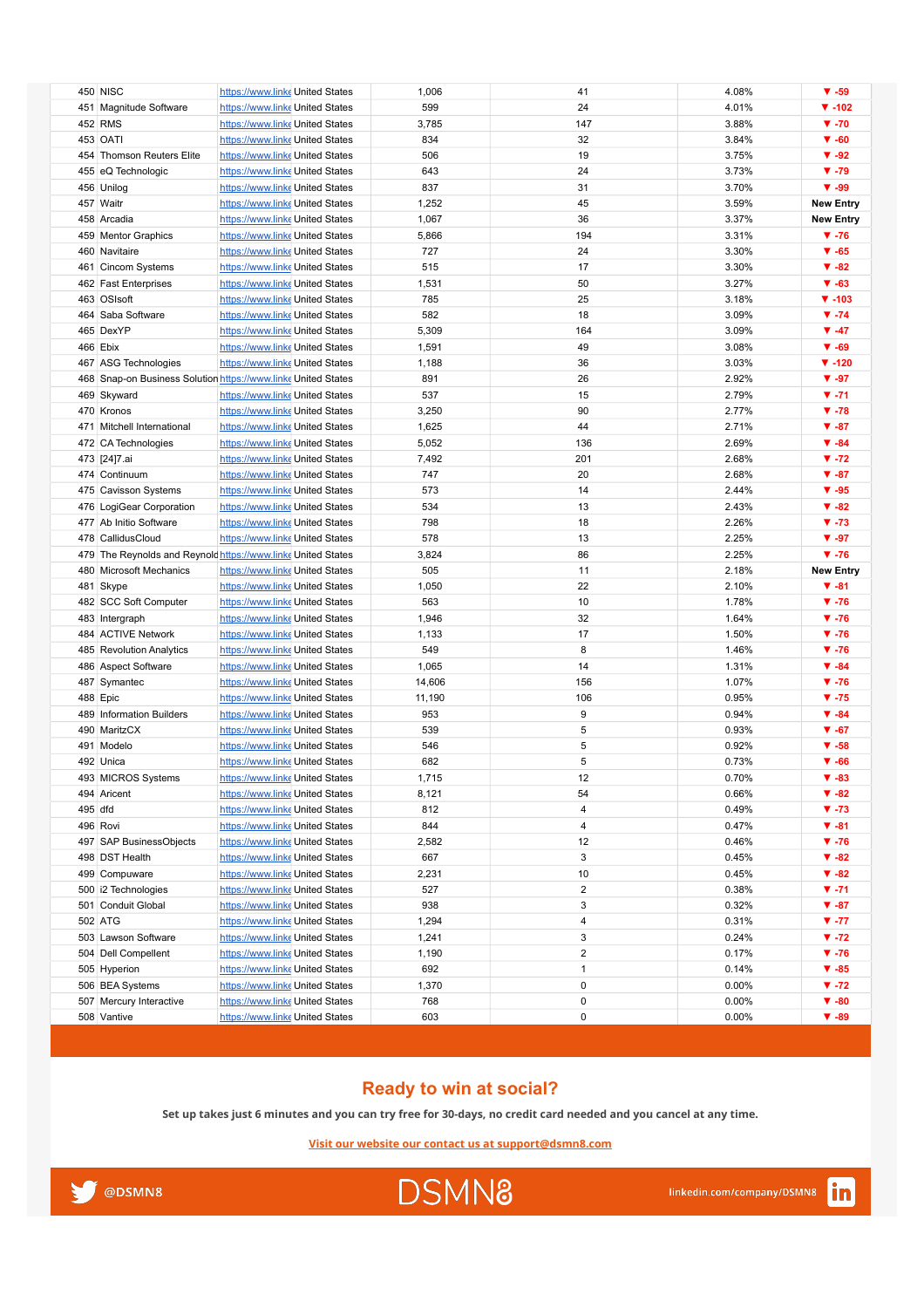| | | | | | | | |
|---|---|---|---|---|---|---|---|
| 450 | NISC | https://www.linke | United States | 1,006 | 41 | 4.08% | ▼ -59 |
| 451 | Magnitude Software | https://www.linke | United States | 599 | 24 | 4.01% | ▼ -102 |
| 452 | RMS | https://www.linke | United States | 3,785 | 147 | 3.88% | ▼ -70 |
| 453 | OATI | https://www.linke | United States | 834 | 32 | 3.84% | ▼ -60 |
| 454 | Thomson Reuters Elite | https://www.linke | United States | 506 | 19 | 3.75% | ▼ -92 |
| 455 | eQ Technologic | https://www.linke | United States | 643 | 24 | 3.73% | ▼ -79 |
| 456 | Unilog | https://www.linke | United States | 837 | 31 | 3.70% | ▼ -99 |
| 457 | Waitr | https://www.linke | United States | 1,252 | 45 | 3.59% | New Entry |
| 458 | Arcadia | https://www.linke | United States | 1,067 | 36 | 3.37% | New Entry |
| 459 | Mentor Graphics | https://www.linke | United States | 5,866 | 194 | 3.31% | ▼ -76 |
| 460 | Navitaire | https://www.linke | United States | 727 | 24 | 3.30% | ▼ -65 |
| 461 | Cincom Systems | https://www.linke | United States | 515 | 17 | 3.30% | ▼ -82 |
| 462 | Fast Enterprises | https://www.linke | United States | 1,531 | 50 | 3.27% | ▼ -63 |
| 463 | OSIsoft | https://www.linke | United States | 785 | 25 | 3.18% | ▼ -103 |
| 464 | Saba Software | https://www.linke | United States | 582 | 18 | 3.09% | ▼ -74 |
| 465 | DexYP | https://www.linke | United States | 5,309 | 164 | 3.09% | ▼ -47 |
| 466 | Ebix | https://www.linke | United States | 1,591 | 49 | 3.08% | ▼ -69 |
| 467 | ASG Technologies | https://www.linke | United States | 1,188 | 36 | 3.03% | ▼ -120 |
| 468 | Snap-on Business Solution | https://www.linke | United States | 891 | 26 | 2.92% | ▼ -97 |
| 469 | Skyward | https://www.linke | United States | 537 | 15 | 2.79% | ▼ -71 |
| 470 | Kronos | https://www.linke | United States | 3,250 | 90 | 2.77% | ▼ -78 |
| 471 | Mitchell International | https://www.linke | United States | 1,625 | 44 | 2.71% | ▼ -87 |
| 472 | CA Technologies | https://www.linke | United States | 5,052 | 136 | 2.69% | ▼ -84 |
| 473 | [24]7.ai | https://www.linke | United States | 7,492 | 201 | 2.68% | ▼ -72 |
| 474 | Continuum | https://www.linke | United States | 747 | 20 | 2.68% | ▼ -87 |
| 475 | Cavisson Systems | https://www.linke | United States | 573 | 14 | 2.44% | ▼ -95 |
| 476 | LogiGear Corporation | https://www.linke | United States | 534 | 13 | 2.43% | ▼ -82 |
| 477 | Ab Initio Software | https://www.linke | United States | 798 | 18 | 2.26% | ▼ -73 |
| 478 | CallidusCloud | https://www.linke | United States | 578 | 13 | 2.25% | ▼ -97 |
| 479 | The Reynolds and Reynold | https://www.linke | United States | 3,824 | 86 | 2.25% | ▼ -76 |
| 480 | Microsoft Mechanics | https://www.linke | United States | 505 | 11 | 2.18% | New Entry |
| 481 | Skype | https://www.linke | United States | 1,050 | 22 | 2.10% | ▼ -81 |
| 482 | SCC Soft Computer | https://www.linke | United States | 563 | 10 | 1.78% | ▼ -76 |
| 483 | Intergraph | https://www.linke | United States | 1,946 | 32 | 1.64% | ▼ -76 |
| 484 | ACTIVE Network | https://www.linke | United States | 1,133 | 17 | 1.50% | ▼ -76 |
| 485 | Revolution Analytics | https://www.linke | United States | 549 | 8 | 1.46% | ▼ -76 |
| 486 | Aspect Software | https://www.linke | United States | 1,065 | 14 | 1.31% | ▼ -84 |
| 487 | Symantec | https://www.linke | United States | 14,606 | 156 | 1.07% | ▼ -76 |
| 488 | Epic | https://www.linke | United States | 11,190 | 106 | 0.95% | ▼ -75 |
| 489 | Information Builders | https://www.linke | United States | 953 | 9 | 0.94% | ▼ -84 |
| 490 | MaritzCX | https://www.linke | United States | 539 | 5 | 0.93% | ▼ -67 |
| 491 | Modelo | https://www.linke | United States | 546 | 5 | 0.92% | ▼ -58 |
| 492 | Unica | https://www.linke | United States | 682 | 5 | 0.73% | ▼ -66 |
| 493 | MICROS Systems | https://www.linke | United States | 1,715 | 12 | 0.70% | ▼ -83 |
| 494 | Aricent | https://www.linke | United States | 8,121 | 54 | 0.66% | ▼ -82 |
| 495 | dfd | https://www.linke | United States | 812 | 4 | 0.49% | ▼ -73 |
| 496 | Rovi | https://www.linke | United States | 844 | 4 | 0.47% | ▼ -81 |
| 497 | SAP BusinessObjects | https://www.linke | United States | 2,582 | 12 | 0.46% | ▼ -76 |
| 498 | DST Health | https://www.linke | United States | 667 | 3 | 0.45% | ▼ -82 |
| 499 | Compuware | https://www.linke | United States | 2,231 | 10 | 0.45% | ▼ -82 |
| 500 | i2 Technologies | https://www.linke | United States | 527 | 2 | 0.38% | ▼ -71 |
| 501 | Conduit Global | https://www.linke | United States | 938 | 3 | 0.32% | ▼ -87 |
| 502 | ATG | https://www.linke | United States | 1,294 | 4 | 0.31% | ▼ -77 |
| 503 | Lawson Software | https://www.linke | United States | 1,241 | 3 | 0.24% | ▼ -72 |
| 504 | Dell Compellent | https://www.linke | United States | 1,190 | 2 | 0.17% | ▼ -76 |
| 505 | Hyperion | https://www.linke | United States | 692 | 1 | 0.14% | ▼ -85 |
| 506 | BEA Systems | https://www.linke | United States | 1,370 | 0 | 0.00% | ▼ -72 |
| 507 | Mercury Interactive | https://www.linke | United States | 768 | 0 | 0.00% | ▼ -80 |
| 508 | Vantive | https://www.linke | United States | 603 | 0 | 0.00% | ▼ -89 |

## Ready to win at social?

**Set up takes just 6 minutes and you can try free for 30-days, no credit card needed and you cancel at any time.**

**Visit our website our contact us at support@dsmn8.com**

@DSMN8

DSMN8

linkedin.com/company/DSMN8